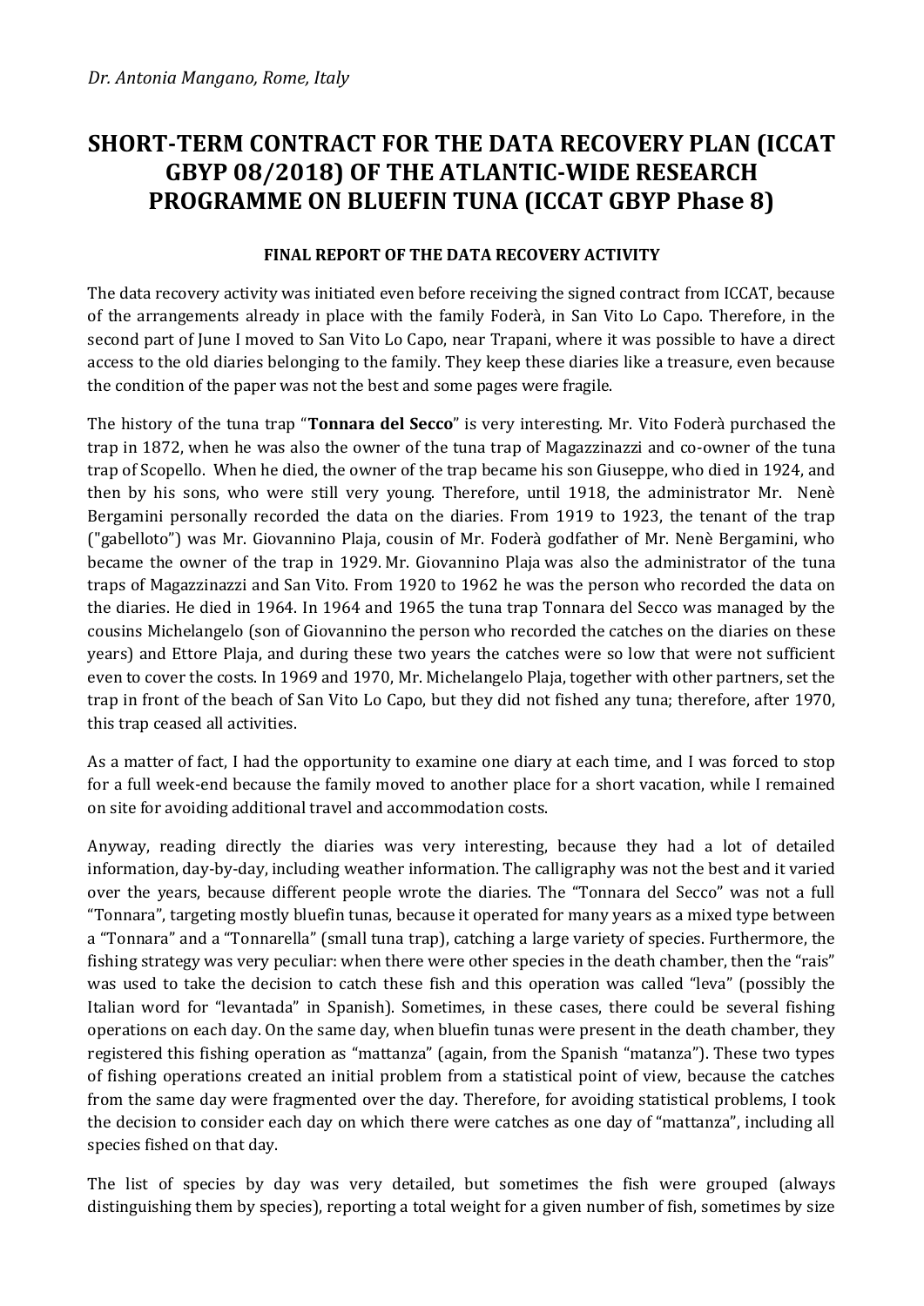*Dr. Antonia Mangano, Rome, Italy*

# SHORT-TERM CONTRACT FOR THE DATA RECOVERY PLAN (ICCAT GBYP 08/2018) OF THE ATLANTIC-WIDE RESEARCH PROGRAMME ON BLUEFIN TUNA (ICCAT GBYP Phase 8)

## FINAL REPORT OF THE DATA RECOVERY ACTIVITY

The data recovery activity was initiated even before receiving the signed contract from ICCAT, because of the arrangements already in place with the family Foderà, in San Vito Lo Capo. Therefore, in the second part of June I moved to San Vito Lo Capo, near Trapani, where it was possible to have a direct access to the old diaries belonging to the family. They keep these diaries like a treasure, even because the condition of the paper was not the best and some pages were fragile.

The history of the tuna trap "**Tonnara del Secco**" is very interesting. Mr. Vito Foderà purchased the trap in 1872, when he was also the owner of the tuna trap of Magazzinazzi and co-owner of the tuna trap of Scopello. When he died, the owner of the trap became his son Giuseppe, who died in 1924, and then by his sons, who were still very young. Therefore, until 1918, the administrator Mr. Nenè Bergamini personally recorded the data on the diaries. From 1919 to 1923, the tenant of the trap ("gabelloto") was Mr. Giovannino Plaja, cousin of Mr. Foderà godfather of Mr. Nenè Bergamini, who became the owner of the trap in 1929. Mr. Giovannino Plaja was also the administrator of the tuna traps of Magazzinazzi and San Vito. From 1920 to 1962 he was the person who recorded the data on the diaries. He died in 1964. In 1964 and 1965 the tuna trap Tonnara del Secco was managed by the cousins Michelangelo (son of Giovannino the person who recorded the catches on the diaries on these years) and Ettore Plaja, and during these two years the catches were so low that were not sufficient even to cover the costs. In 1969 and 1970, Mr. Michelangelo Plaja, together with other partners, set the trap in front of the beach of San Vito Lo Capo, but they did not fished any tuna; therefore, after 1970, this trap ceased all activities.

As a matter of fact, I had the opportunity to examine one diary at each time, and I was forced to stop for a full week-end because the family moved to another place for a short vacation, while I remained on site for avoiding additional travel and accommodation costs.

Anyway, reading directly the diaries was very interesting, because they had a lot of detailed information, day-by-day, including weather information. The calligraphy was not the best and it varied over the years, because different people wrote the diaries. The "Tonnara del Secco" was not a full "Tonnara", targeting mostly bluefin tunas, because it operated for many years as a mixed type between a "Tonnara" and a "Tonnarella" (small tuna trap), catching a large variety of species. Furthermore, the fishing strategy was very peculiar: when there were other species in the death chamber, then the "rais" was used to take the decision to catch these fish and this operation was called "leva" (possibly the Italian word for "levantada" in Spanish). Sometimes, in these cases, there could be several fishing operations on each day. On the same day, when bluefin tunas were present in the death chamber, they registered this fishing operation as "mattanza" (again, from the Spanish "matanza"). These two types of fishing operations created an initial problem from a statistical point of view, because the catches from the same day were fragmented over the day. Therefore, for avoiding statistical problems, I took the decision to consider each day on which there were catches as one day of "mattanza", including all species fished on that day.

The list of species by day was very detailed, but sometimes the fish were grouped (always distinguishing them by species), reporting a total weight for a given number of fish, sometimes by size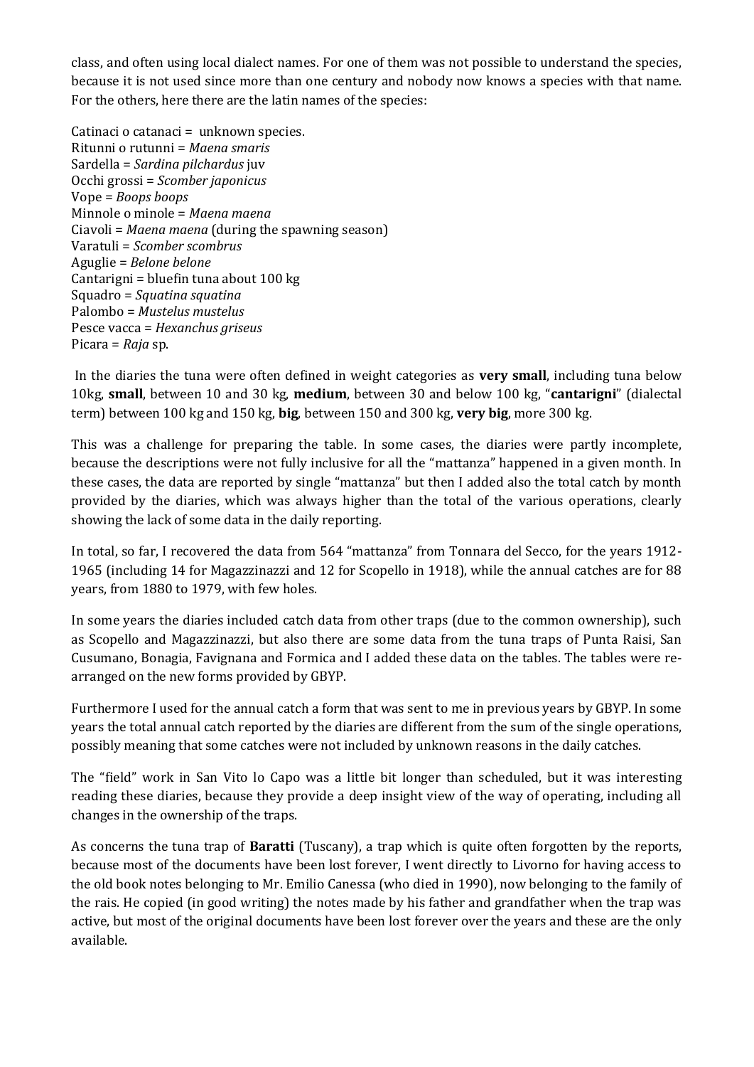class, and often using local dialect names. For one of them was not possible to understand the species, because it is not used since more than one century and nobody now knows a species with that name. For the others, here there are the latin names of the species:

Catinaci o catanaci = unknown species.
Ritunni o rutunni = *Maena smaris*
Sardella = *Sardina pilchardus* juv
Occhi grossi = *Scomber japonicus*
Vope = *Boops boops*
Minnole o minole = *Maena maena*
Ciavoli = *Maena maena* (during the spawning season)
Varatuli = *Scomber scombrus*
Aguglie = *Belone belone*
Cantarigni = bluefin tuna about 100 kg
Squadro = *Squatina squatina*
Palombo = *Mustelus mustelus*
Pesce vacca = *Hexanchus griseus*
Picara = *Raja* sp.

In the diaries the tuna were often defined in weight categories as **very small**, including tuna below 10kg, **small**, between 10 and 30 kg, **medium**, between 30 and below 100 kg, "**cantarigni**" (dialectal term) between 100 kg and 150 kg, **big**, between 150 and 300 kg, **very big**, more 300 kg.

This was a challenge for preparing the table. In some cases, the diaries were partly incomplete, because the descriptions were not fully inclusive for all the "mattanza" happened in a given month. In these cases, the data are reported by single "mattanza" but then I added also the total catch by month provided by the diaries, which was always higher than the total of the various operations, clearly showing the lack of some data in the daily reporting.

In total, so far, I recovered the data from 564 "mattanza" from Tonnara del Secco, for the years 1912-1965 (including 14 for Magazzinazzi and 12 for Scopello in 1918), while the annual catches are for 88 years, from 1880 to 1979, with few holes.

In some years the diaries included catch data from other traps (due to the common ownership), such as Scopello and Magazzinazzi, but also there are some data from the tuna traps of Punta Raisi, San Cusumano, Bonagia, Favignana and Formica and I added these data on the tables. The tables were re-arranged on the new forms provided by GBYP.

Furthermore I used for the annual catch a form that was sent to me in previous years by GBYP. In some years the total annual catch reported by the diaries are different from the sum of the single operations, possibly meaning that some catches were not included by unknown reasons in the daily catches.

The "field" work in San Vito lo Capo was a little bit longer than scheduled, but it was interesting reading these diaries, because they provide a deep insight view of the way of operating, including all changes in the ownership of the traps.

As concerns the tuna trap of **Baratti** (Tuscany), a trap which is quite often forgotten by the reports, because most of the documents have been lost forever, I went directly to Livorno for having access to the old book notes belonging to Mr. Emilio Canessa (who died in 1990), now belonging to the family of the rais. He copied (in good writing) the notes made by his father and grandfather when the trap was active, but most of the original documents have been lost forever over the years and these are the only available.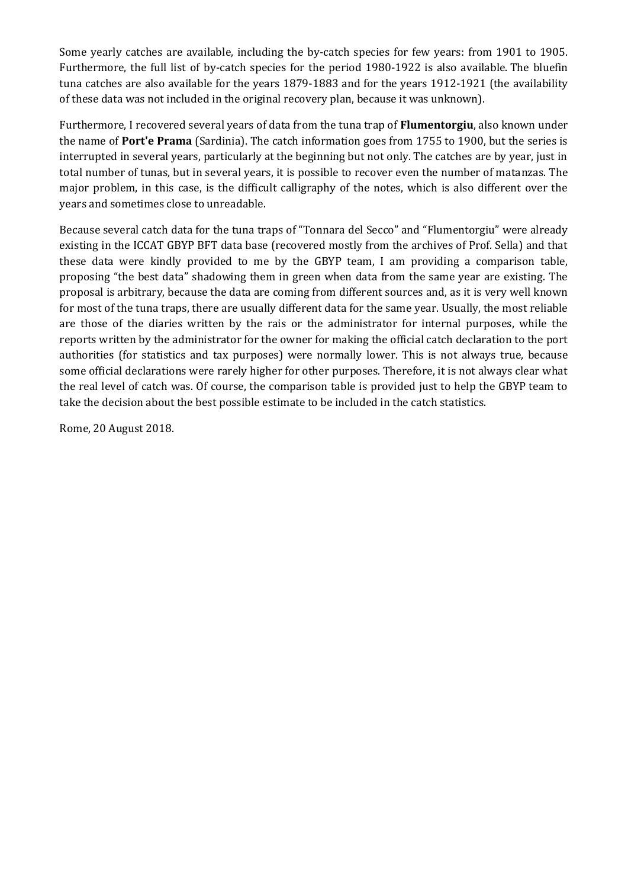Some yearly catches are available, including the by-catch species for few years: from 1901 to 1905. Furthermore, the full list of by-catch species for the period 1980-1922 is also available. The bluefin tuna catches are also available for the years 1879-1883 and for the years 1912-1921 (the availability of these data was not included in the original recovery plan, because it was unknown).

Furthermore, I recovered several years of data from the tuna trap of **Flumentorgiu**, also known under the name of **Port'e Prama** (Sardinia). The catch information goes from 1755 to 1900, but the series is interrupted in several years, particularly at the beginning but not only. The catches are by year, just in total number of tunas, but in several years, it is possible to recover even the number of matanzas. The major problem, in this case, is the difficult calligraphy of the notes, which is also different over the years and sometimes close to unreadable.

Because several catch data for the tuna traps of "Tonnara del Secco" and "Flumentorgiu" were already existing in the ICCAT GBYP BFT data base (recovered mostly from the archives of Prof. Sella) and that these data were kindly provided to me by the GBYP team, I am providing a comparison table, proposing "the best data" shadowing them in green when data from the same year are existing. The proposal is arbitrary, because the data are coming from different sources and, as it is very well known for most of the tuna traps, there are usually different data for the same year. Usually, the most reliable are those of the diaries written by the rais or the administrator for internal purposes, while the reports written by the administrator for the owner for making the official catch declaration to the port authorities (for statistics and tax purposes) were normally lower. This is not always true, because some official declarations were rarely higher for other purposes. Therefore, it is not always clear what the real level of catch was. Of course, the comparison table is provided just to help the GBYP team to take the decision about the best possible estimate to be included in the catch statistics.

Rome, 20 August 2018.